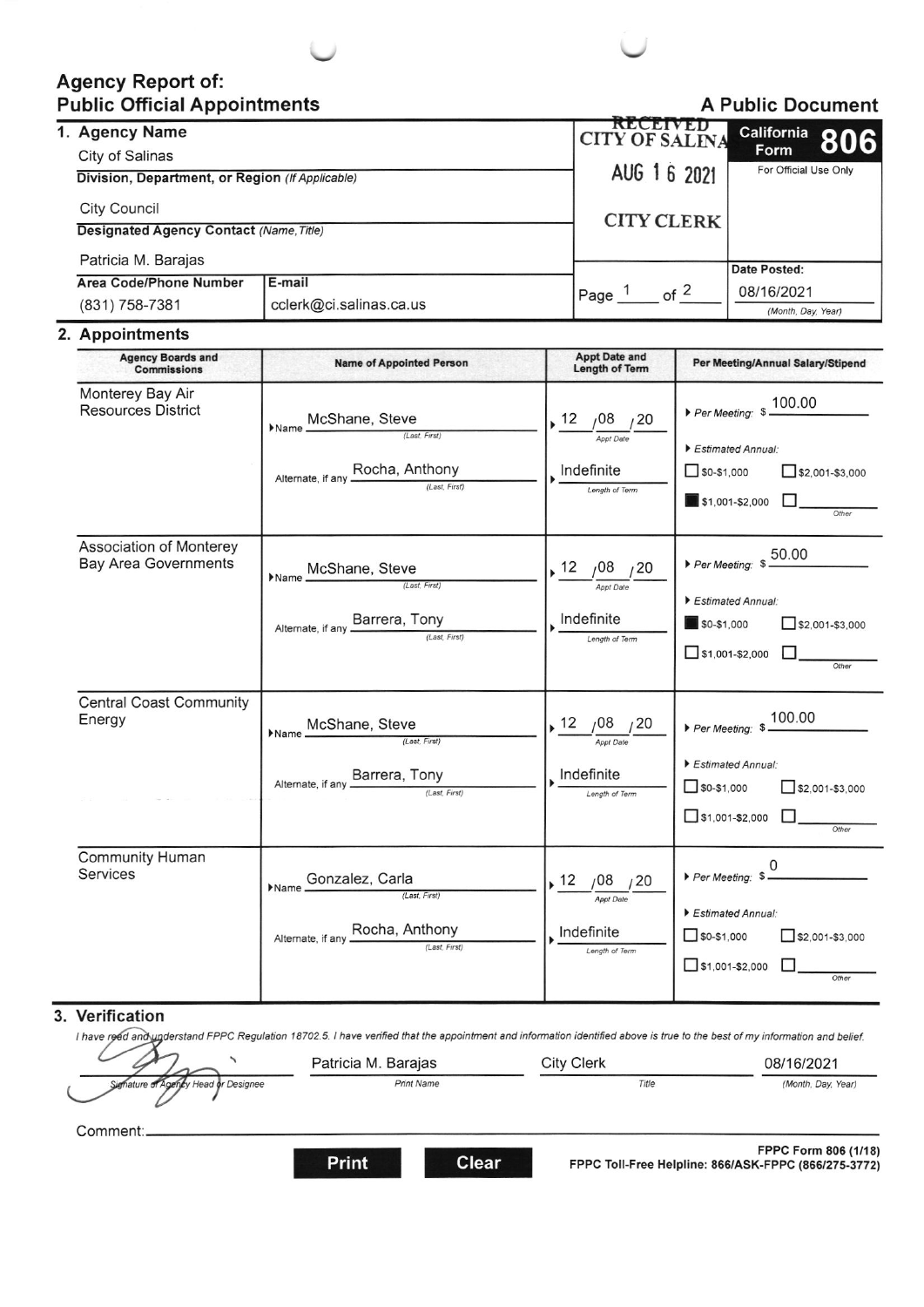# Agency Report of: Public Official Appointments

**A Public Document**

**California Form 806**

For Official Use Only

RECEIVED CITY OF SALINAS AUG 16 2021 CITY CLERK

## 1. Agency Name

City of Salinas

**Division, Department, or Region** *(If Applicable)*

City Council

**Designated Agency Contact** *(Name, Title)*

Patricia M. Barajas

| Area Code/Phone Number | E-mail |
|---|---|
| (831) 758-7381 | cclerk@ci.salinas.ca.us |

Page 1 of 2

**Date Posted:** 08/16/2021 *(Month, Day, Year)*

## 2. Appointments

| Agency Boards and Commissions | Name of Appointed Person | Appt Date and Length of Term | Per Meeting/Annual Salary/Stipend |
|---|---|---|---|
| Monterey Bay Air Resources District | Name: McShane, Steve *(Last, First)*<br>Alternate, if any: Rocha, Anthony *(Last, First)* | 12/08/20 *(Appt Date)*<br>Indefinite *(Length of Term)* | Per Meeting: $100.00<br>Estimated Annual:<br>☐ $0-$1,000 ☐ $2,001-$3,000<br>■ $1,001-$2,000 ☐ Other |
| Association of Monterey Bay Area Governments | Name: McShane, Steve *(Last, First)*<br>Alternate, if any: Barrera, Tony *(Last, First)* | 12/08/20 *(Appt Date)*<br>Indefinite *(Length of Term)* | Per Meeting: $50.00<br>Estimated Annual:<br>■ $0-$1,000 ☐ $2,001-$3,000<br>☐ $1,001-$2,000 ☐ Other |
| Central Coast Community Energy | Name: McShane, Steve *(Last, First)*<br>Alternate, if any: Barrera, Tony *(Last, First)* | 12/08/20 *(Appt Date)*<br>Indefinite *(Length of Term)* | Per Meeting: $100.00<br>Estimated Annual:<br>☐ $0-$1,000 ☐ $2,001-$3,000<br>☐ $1,001-$2,000 ☐ Other |
| Community Human Services | Name: Gonzalez, Carla *(Last, First)*<br>Alternate, if any: Rocha, Anthony *(Last, First)* | 12/08/20 *(Appt Date)*<br>Indefinite *(Length of Term)* | Per Meeting: $0<br>Estimated Annual:<br>☐ $0-$1,000 ☐ $2,001-$3,000<br>☐ $1,001-$2,000 ☐ Other |

## 3. Verification

*I have read and understand FPPC Regulation 18702.5. I have verified that the appointment and information identified above is true to the best of my information and belief.*

| Signature of Agency Head or Designee | Print Name | Title | (Month, Day, Year) |
|---|---|---|---|
| [Signature] | Patricia M. Barajas | City Clerk | 08/16/2021 |

Comment:

**FPPC Form 806 (1/18)**
**FPPC Toll-Free Helpline: 866/ASK-FPPC (866/275-3772)**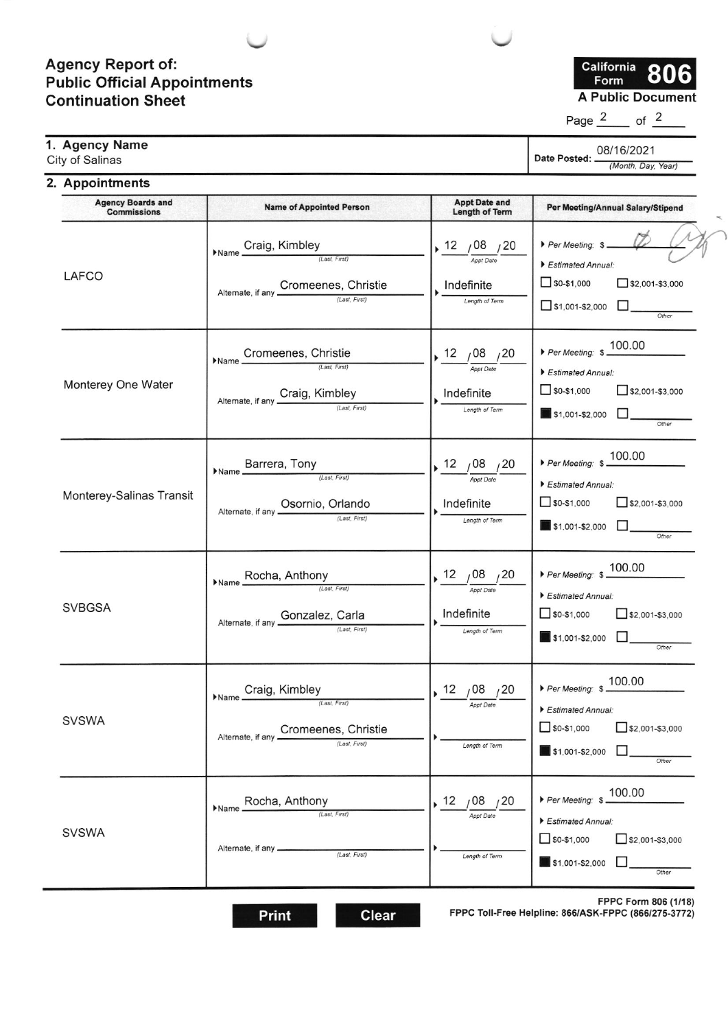# Agency Report of: Public Official Appointments Continuation Sheet

**California Form 806**
**A Public Document**

## 1. Agency Name

City of Salinas

Date Posted: 08/16/2021 (Month, Day, Year)

## 2. Appointments

| Agency Boards and Commissions | Name of Appointed Person | Appt Date and Length of Term | Per Meeting/Annual Salary/Stipend |
|---|---|---|---|
| LAFCO | Name: Craig, Kimbley<br>Alternate, if any: Cromeenes, Christie | Appt Date: 12/08/20<br>Length of Term: Indefinite | Per Meeting: $ Ø<br>Estimated Annual: ☐ $0-$1,000 ☐ $2,001-$3,000 ☐ $1,001-$2,000 ☐ Other |
| Monterey One Water | Name: Cromeenes, Christie<br>Alternate, if any: Craig, Kimbley | Appt Date: 12/08/20<br>Length of Term: Indefinite | Per Meeting: $ 100.00<br>Estimated Annual: ☐ $0-$1,000 ☐ $2,001-$3,000 ☒ $1,001-$2,000 ☐ Other |
| Monterey-Salinas Transit | Name: Barrera, Tony<br>Alternate, if any: Osornio, Orlando | Appt Date: 12/08/20<br>Length of Term: Indefinite | Per Meeting: $ 100.00<br>Estimated Annual: ☐ $0-$1,000 ☐ $2,001-$3,000 ☒ $1,001-$2,000 ☐ Other |
| SVBGSA | Name: Rocha, Anthony<br>Alternate, if any: Gonzalez, Carla | Appt Date: 12/08/20<br>Length of Term: Indefinite | Per Meeting: $ 100.00<br>Estimated Annual: ☐ $0-$1,000 ☐ $2,001-$3,000 ☒ $1,001-$2,000 ☐ Other |
| SVSWA | Name: Craig, Kimbley<br>Alternate, if any: Cromeenes, Christie | Appt Date: 12/08/20<br>Length of Term: | Per Meeting: $ 100.00<br>Estimated Annual: ☐ $0-$1,000 ☐ $2,001-$3,000 ☒ $1,001-$2,000 ☐ Other |
| SVSWA | Name: Rocha, Anthony<br>Alternate, if any: | Appt Date: 12/08/20<br>Length of Term: | Per Meeting: $ 100.00<br>Estimated Annual: ☐ $0-$1,000 ☐ $2,001-$3,000 ☒ $1,001-$2,000 ☐ Other |

FPPC Form 806 (1/18)
FPPC Toll-Free Helpline: 866/ASK-FPPC (866/275-3772)